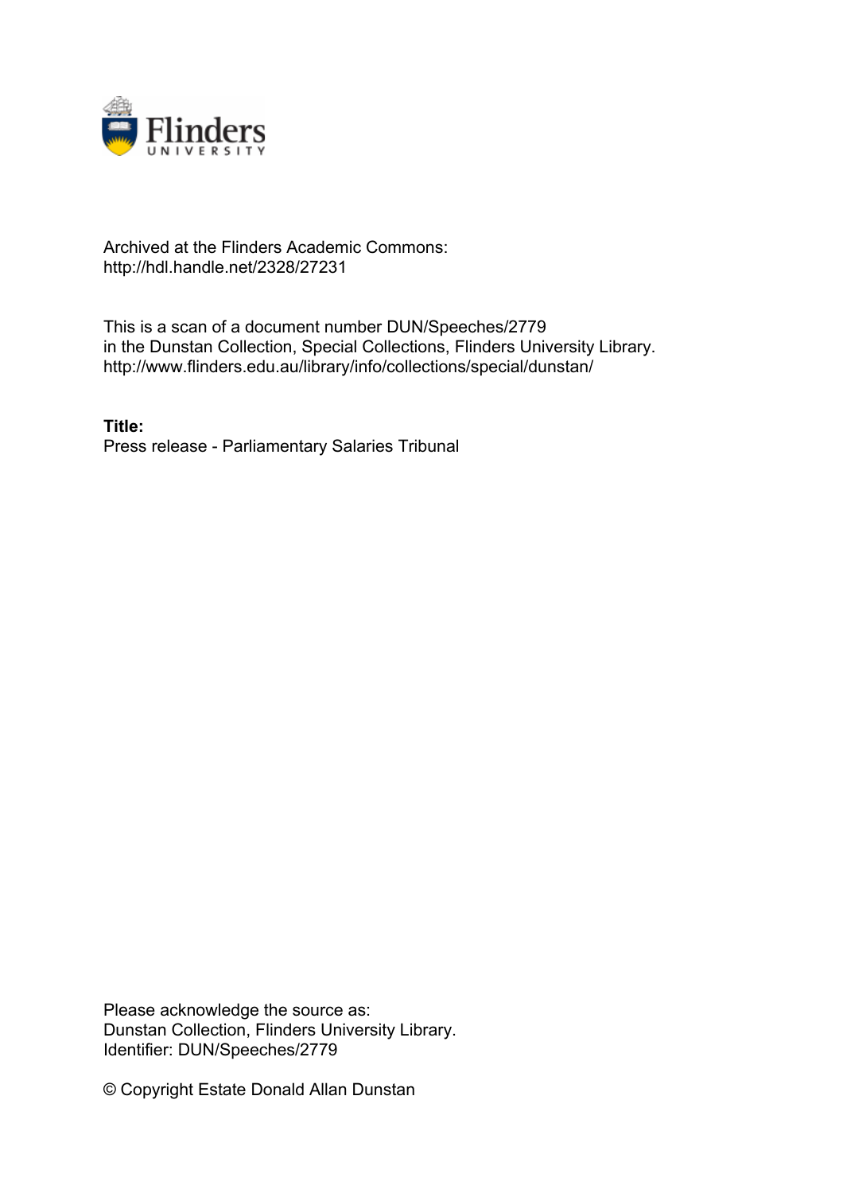Archived at the Flinders Academic Commons:
http://hdl.handle.net/2328/27231

This is a scan of a document number DUN/Speeches/2779
in the Dunstan Collection, Special Collections, Flinders University Library.
http://www.flinders.edu.au/library/info/collections/special/dunstan/

**Title:**
Press release - Parliamentary Salaries Tribunal

Please acknowledge the source as:
Dunstan Collection, Flinders University Library.
Identifier: DUN/Speeches/2779

© Copyright Estate Donald Allan Dunstan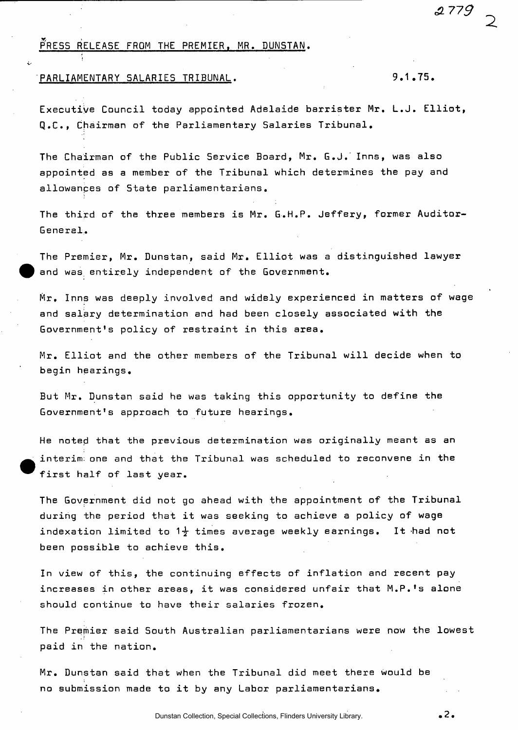PRESS RELEASE FROM THE PREMIER, MR. DUNSTAN.

PARLIAMENTARY SALARIES TRIBUNAL. 9.1.75.

Executive Council today appointed Adelaide barrister Mr. L.J. Elliot, Q.C., Chairman of the Parliamentary Salaries Tribunal.

The Chairman of the Public Service Board, Mr. G.J. Inns, was also appointed as a member of the Tribunal which determines the pay and allowances of State parliamentarians.

The third of the three members is Mr. G.H.P. Jeffery, former Auditor-General.

The Premier, Mr. Dunstan, said Mr. Elliot was a distinguished lawyer and was entirely independent of the Government.

Mr. Inns was deeply involved and widely experienced in matters of wage and salary determination and had been closely associated with the Government's policy of restraint in this area.

Mr. Elliot and the other members of the Tribunal will decide when to begin hearings.

But Mr. Dunstan said he was taking this opportunity to define the Government's approach to future hearings.

He noted that the previous determination was originally meant as an interim one and that the Tribunal was scheduled to reconvene in the first half of last year.

The Government did not go ahead with the appointment of the Tribunal during the period that it was seeking to achieve a policy of wage indexation limited to 1½ times average weekly earnings. It had not been possible to achieve this.

In view of this, the continuing effects of inflation and recent pay increases in other areas, it was considered unfair that M.P.'s alone should continue to have their salaries frozen.

The Premier said South Australian parliamentarians were now the lowest paid in the nation.

Mr. Dunstan said that when the Tribunal did meet there would be no submission made to it by any Labor parliamentarians.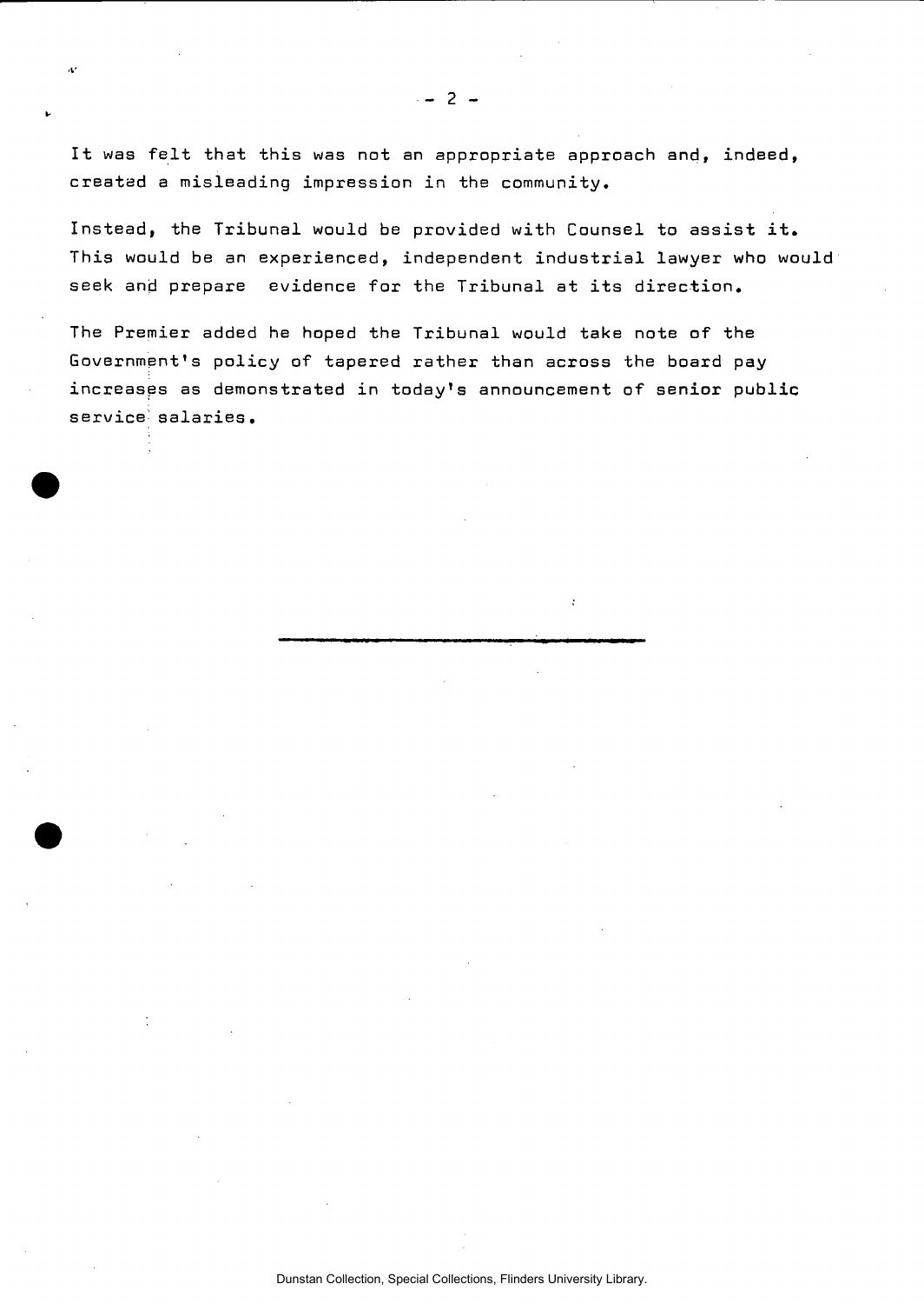It was felt that this was not an appropriate approach and, indeed, created a misleading impression in the community.

Instead, the Tribunal would be provided with Counsel to assist it. This would be an experienced, independent industrial lawyer who would seek and prepare evidence for the Tribunal at its direction.

The Premier added he hoped the Tribunal would take note of the Government's policy of tapered rather than across the board pay increases as demonstrated in today's announcement of senior public service salaries.

---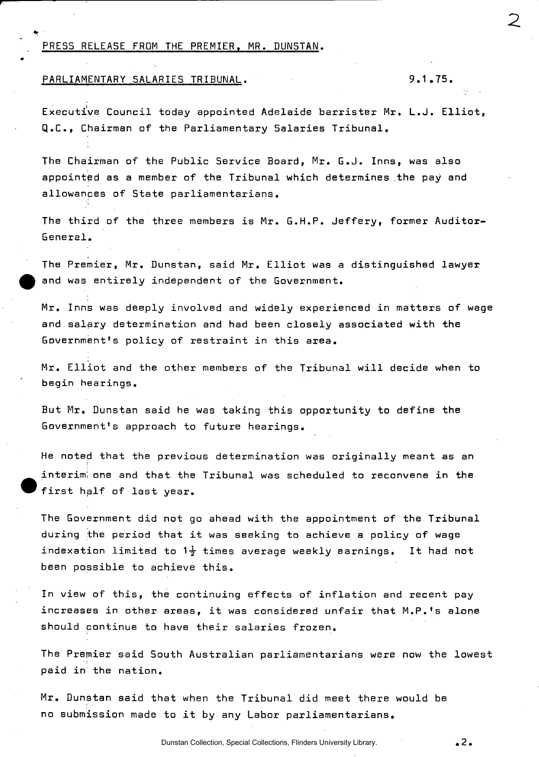PRESS RELEASE FROM THE PREMIER, MR. DUNSTAN.

PARLIAMENTARY SALARIES TRIBUNAL. 9.1.75.

Executive Council today appointed Adelaide barrister Mr. L.J. Elliot, Q.C., Chairman of the Parliamentary Salaries Tribunal.

The Chairman of the Public Service Board, Mr. G.J. Inns, was also appointed as a member of the Tribunal which determines the pay and allowances of State parliamentarians.

The third of the three members is Mr. G.H.P. Jeffery, former Auditor-General.

The Premier, Mr. Dunstan, said Mr. Elliot was a distinguished lawyer and was entirely independent of the Government.

Mr. Inns was deeply involved and widely experienced in matters of wage and salary determination and had been closely associated with the Government's policy of restraint in this area.

Mr. Elliot and the other members of the Tribunal will decide when to begin hearings.

But Mr. Dunstan said he was taking this opportunity to define the Government's approach to future hearings.

He noted that the previous determination was originally meant as an interim one and that the Tribunal was scheduled to reconvene in the first half of last year.

The Government did not go ahead with the appointment of the Tribunal during the period that it was seeking to achieve a policy of wage indexation limited to 1½ times average weekly earnings. It had not been possible to achieve this.

In view of this, the continuing effects of inflation and recent pay increases in other areas, it was considered unfair that M.P.'s alone should continue to have their salaries frozen.

The Premier said South Australian parliamentarians were now the lowest paid in the nation.

Mr. Dunstan said that when the Tribunal did meet there would be no submission made to it by any Labor parliamentarians.

.2.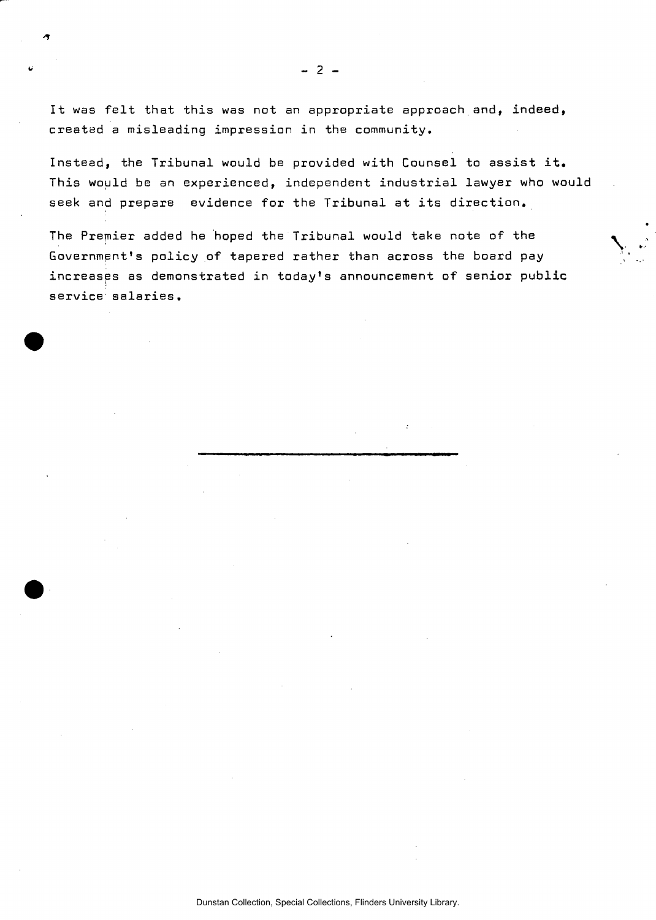It was felt that this was not an appropriate approach and, indeed, created a misleading impression in the community.

Instead, the Tribunal would be provided with Counsel to assist it. This would be an experienced, independent industrial lawyer who would seek and prepare evidence for the Tribunal at its direction.

The Premier added he hoped the Tribunal would take note of the Government's policy of tapered rather than across the board pay increases as demonstrated in today's announcement of senior public service salaries.

---

Dunstan Collection, Special Collections, Flinders University Library.